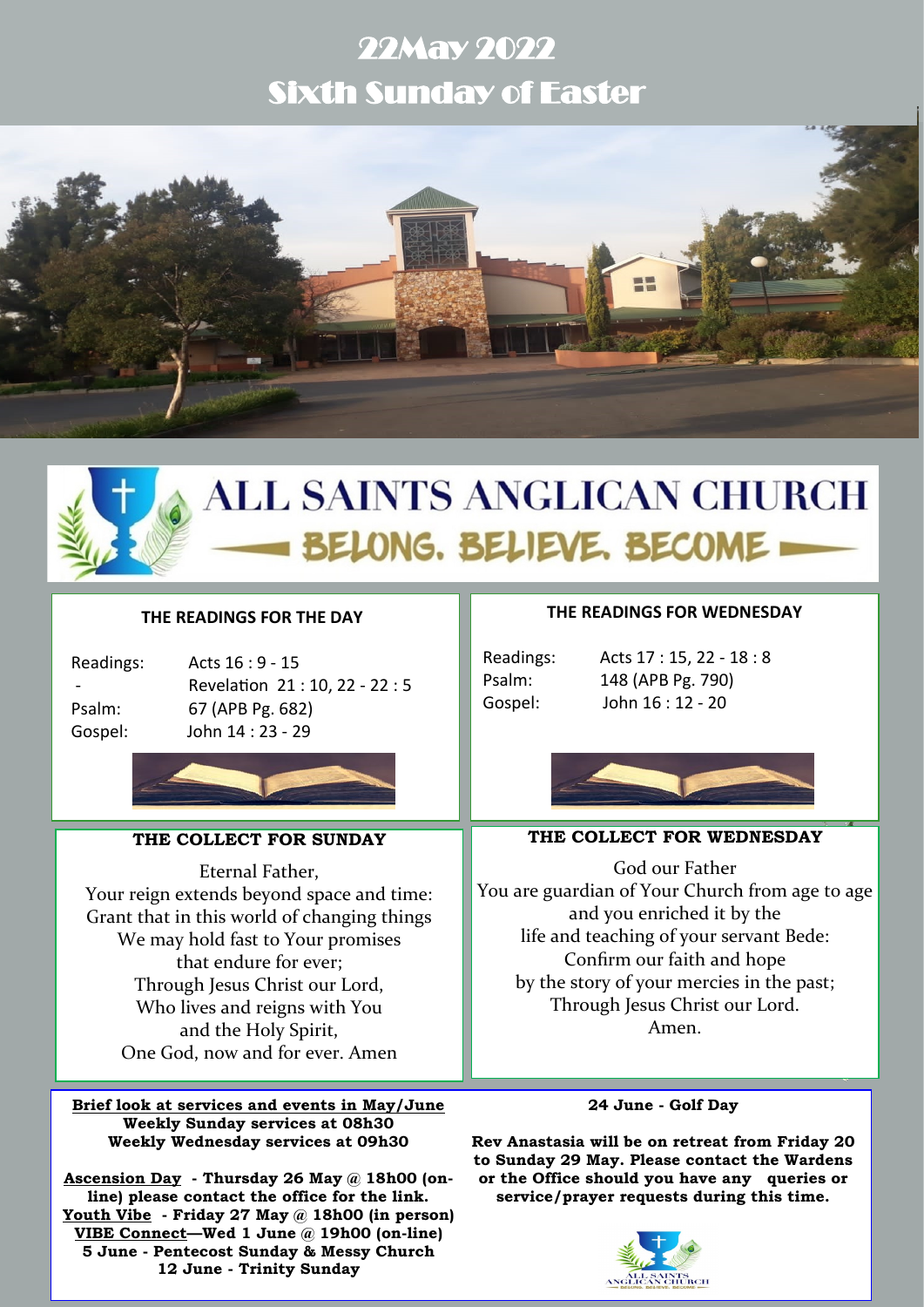# 22May 2022
# Sixth Sunday of Easter

## ALL SAINTS ANGLICAN CHURCH
### BELONG. BELIEVE. BECOME

### THE READINGS FOR THE DAY

| | |
|---|---|
| Readings: | Acts 16 : 9 - 15 |
| - | Revelation 21 : 10, 22 - 22 : 5 |
| Psalm: | 67 (APB Pg. 682) |
| Gospel: | John 14 : 23 - 29 |

### THE READINGS FOR WEDNESDAY

| | |
|---|---|
| Readings: | Acts 17 : 15, 22 - 18 : 8 |
| Psalm: | 148 (APB Pg. 790) |
| Gospel: | John 16 : 12 - 20 |

### THE COLLECT FOR SUNDAY

Eternal Father,
Your reign extends beyond space and time:
Grant that in this world of changing things
We may hold fast to Your promises
that endure for ever;
Through Jesus Christ our Lord,
Who lives and reigns with You
and the Holy Spirit,
One God, now and for ever. Amen

### THE COLLECT FOR WEDNESDAY

God our Father
You are guardian of Your Church from age to age
and you enriched it by the
life and teaching of your servant Bede:
Confirm our faith and hope
by the story of your mercies in the past;
Through Jesus Christ our Lord.
Amen.

**Brief look at services and events in May/June**
**Weekly Sunday services at 08h30**
**Weekly Wednesday services at 09h30**

**Ascension Day - Thursday 26 May @ 18h00 (on-line) please contact the office for the link.**
**Youth Vibe - Friday 27 May @ 18h00 (in person)**
**VIBE Connect—Wed 1 June @ 19h00 (on-line)**
**5 June - Pentecost Sunday & Messy Church**
**12 June - Trinity Sunday**

**24 June - Golf Day**

**Rev Anastasia will be on retreat from Friday 20 to Sunday 29 May. Please contact the Wardens or the Office should you have any queries or service/prayer requests during this time.**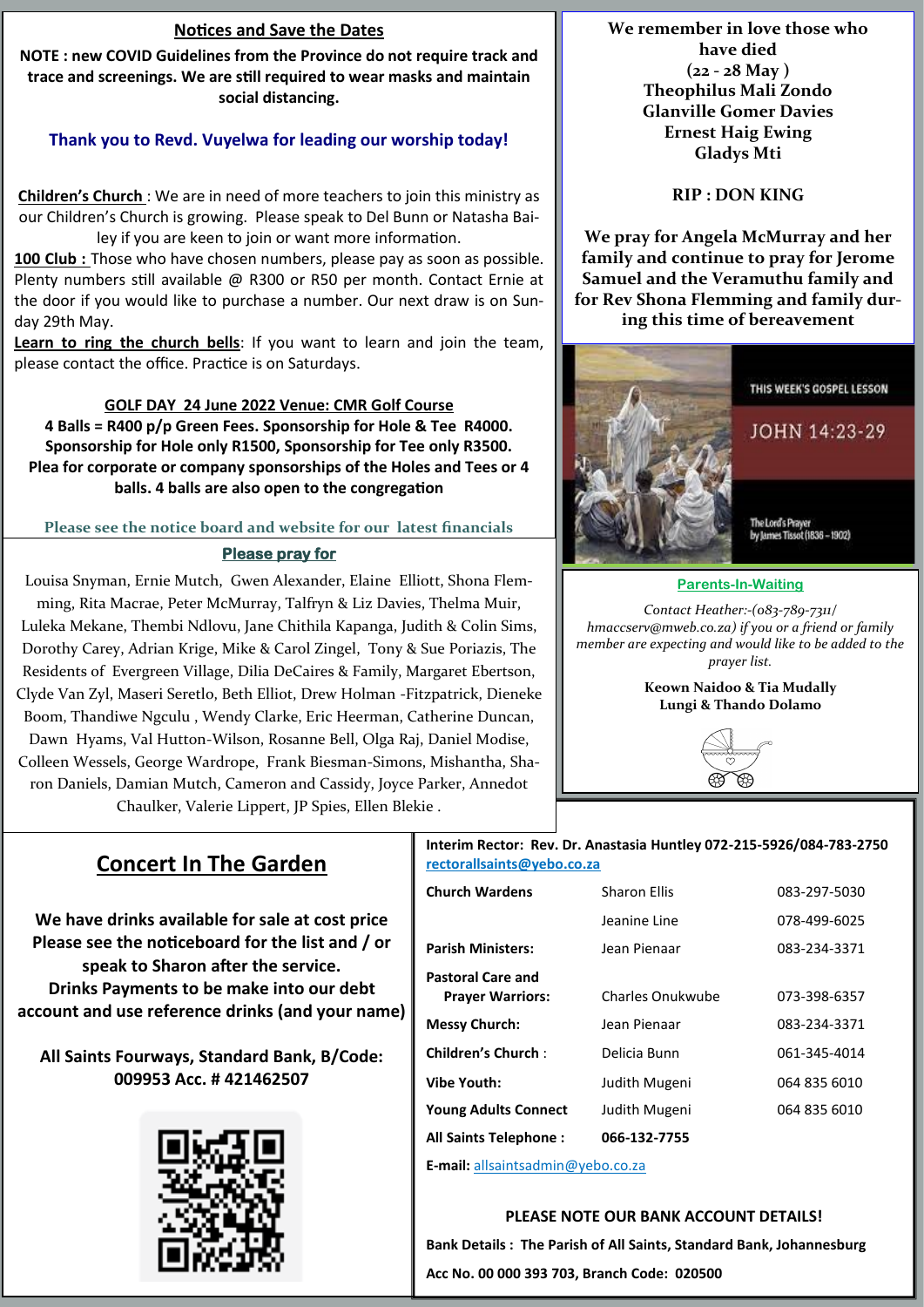## Notices and Save the Dates

**NOTE : new COVID Guidelines from the Province do not require track and trace and screenings. We are still required to wear masks and maintain social distancing.**

**Thank you to Revd. Vuyelwa for leading our worship today!**

**Children's Church** : We are in need of more teachers to join this ministry as our Children's Church is growing. Please speak to Del Bunn or Natasha Bailey if you are keen to join or want more information.

**100 Club :** Those who have chosen numbers, please pay as soon as possible. Plenty numbers still available @ R300 or R50 per month. Contact Ernie at the door if you would like to purchase a number. Our next draw is on Sunday 29th May.

**Learn to ring the church bells**: If you want to learn and join the team, please contact the office. Practice is on Saturdays.

**GOLF DAY 24 June 2022 Venue: CMR Golf Course**

**4 Balls = R400 p/p Green Fees. Sponsorship for Hole & Tee R4000. Sponsorship for Hole only R1500, Sponsorship for Tee only R3500. Plea for corporate or company sponsorships of the Holes and Tees or 4 balls. 4 balls are also open to the congregation**

**Please see the notice board and website for our latest financials**

**We remember in love those who have died (22 - 28 May )**
**Theophilus Mali Zondo**
**Glanville Gomer Davies**
**Ernest Haig Ewing**
**Gladys Mti**

**RIP : DON KING**

**We pray for Angela McMurray and her family and continue to pray for Jerome Samuel and the Veramuthu family and for Rev Shona Flemming and family during this time of bereavement**

THIS WEEK'S GOSPEL LESSON

JOHN 14:23-29

The Lord's Prayer by James Tissot (1836 – 1902)

## Please pray for

Louisa Snyman, Ernie Mutch, Gwen Alexander, Elaine Elliott, Shona Flemming, Rita Macrae, Peter McMurray, Talfryn & Liz Davies, Thelma Muir, Luleka Mekane, Thembi Ndlovu, Jane Chithila Kapanga, Judith & Colin Sims, Dorothy Carey, Adrian Krige, Mike & Carol Zingel, Tony & Sue Poriazis, The Residents of Evergreen Village, Dilia DeCaires & Family, Margaret Ebertson, Clyde Van Zyl, Maseri Seretlo, Beth Elliot, Drew Holman -Fitzpatrick, Dieneke Boom, Thandiwe Ngculu , Wendy Clarke, Eric Heerman, Catherine Duncan, Dawn Hyams, Val Hutton-Wilson, Rosanne Bell, Olga Raj, Daniel Modise, Colleen Wessels, George Wardrope, Frank Biesman-Simons, Mishantha, Sharon Daniels, Damian Mutch, Cameron and Cassidy, Joyce Parker, Annedot Chaulker, Valerie Lippert, JP Spies, Ellen Blekie .

## Parents-In-Waiting

*Contact Heather:-(083-789-7311/ hmaccserv@mweb.co.za) if you or a friend or family member are expecting and would like to be added to the prayer list.*

**Keown Naidoo & Tia Mudally**
**Lungi & Thando Dolamo**

## Concert In The Garden

**We have drinks available for sale at cost price Please see the noticeboard for the list and / or speak to Sharon after the service. Drinks Payments to be make into our debt account and use reference drinks (and your name)**

**All Saints Fourways, Standard Bank, B/Code: 009953 Acc. # 421462507**

**Interim Rector: Rev. Dr. Anastasia Huntley 072-215-5926/084-783-2750**
rectorallsaints@yebo.co.za

| | | |
|---|---|---|
| **Church Wardens** | Sharon Ellis | 083-297-5030 |
| | Jeanine Line | 078-499-6025 |
| **Parish Ministers:** | Jean Pienaar | 083-234-3371 |
| **Pastoral Care and Prayer Warriors:** | Charles Onukwube | 073-398-6357 |
| **Messy Church:** | Jean Pienaar | 083-234-3371 |
| **Children's Church** : | Delicia Bunn | 061-345-4014 |
| **Vibe Youth:** | Judith Mugeni | 064 835 6010 |
| **Young Adults Connect** | Judith Mugeni | 064 835 6010 |
| **All Saints Telephone :** | **066-132-7755** | |

**E-mail:** allsaintsadmin@yebo.co.za

**PLEASE NOTE OUR BANK ACCOUNT DETAILS!**

**Bank Details : The Parish of All Saints, Standard Bank, Johannesburg**

**Acc No. 00 000 393 703, Branch Code: 020500**